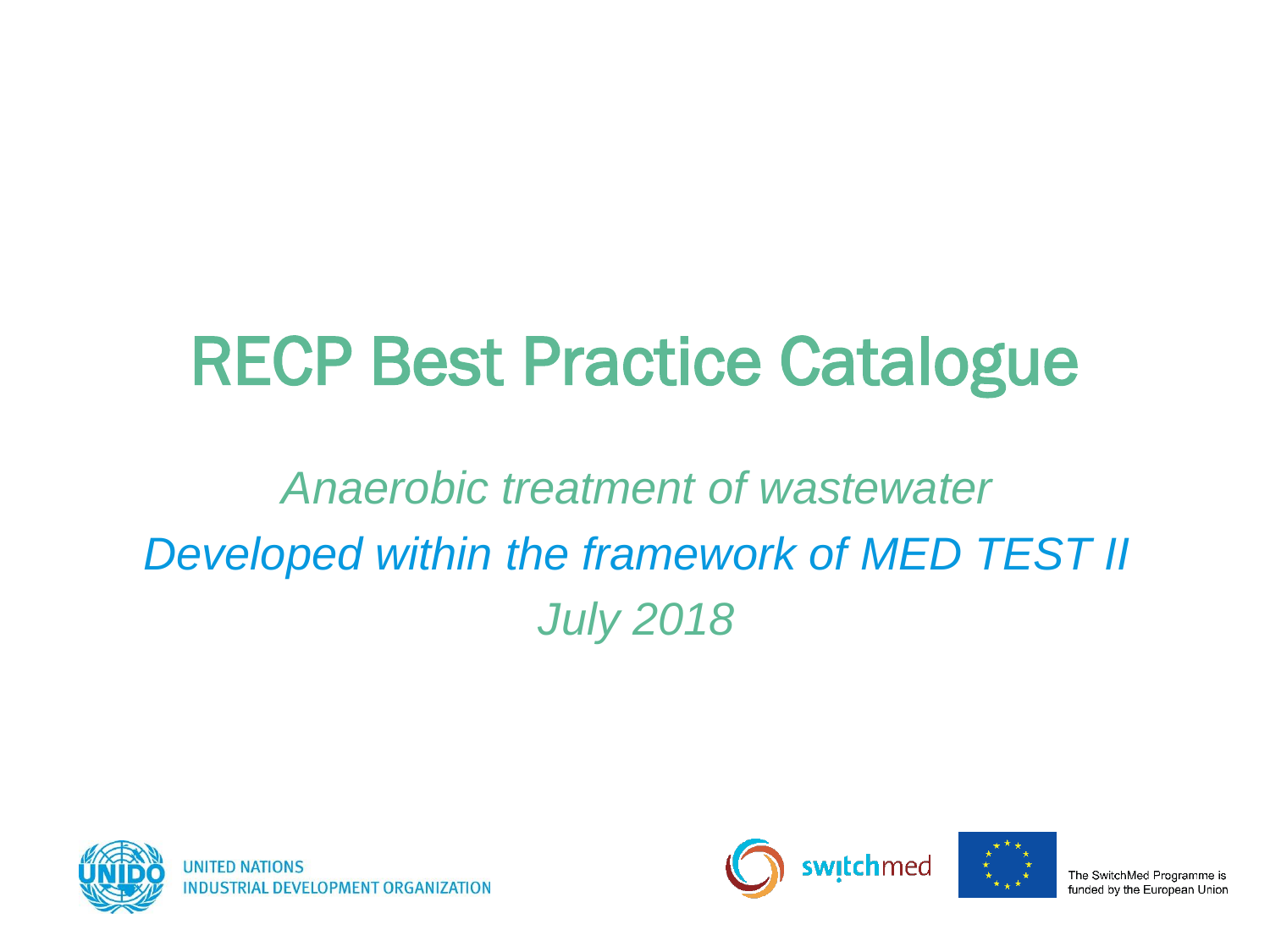# RECP Best Practice Catalogue

*Anaerobic treatment of wastewater*

*Developed within the framework of MED TEST II*

*July 2018*

UNITED NATIONS
INDUSTRIAL DEVELOPMENT ORGANIZATION

switchmed

The SwitchMed Programme is funded by the European Union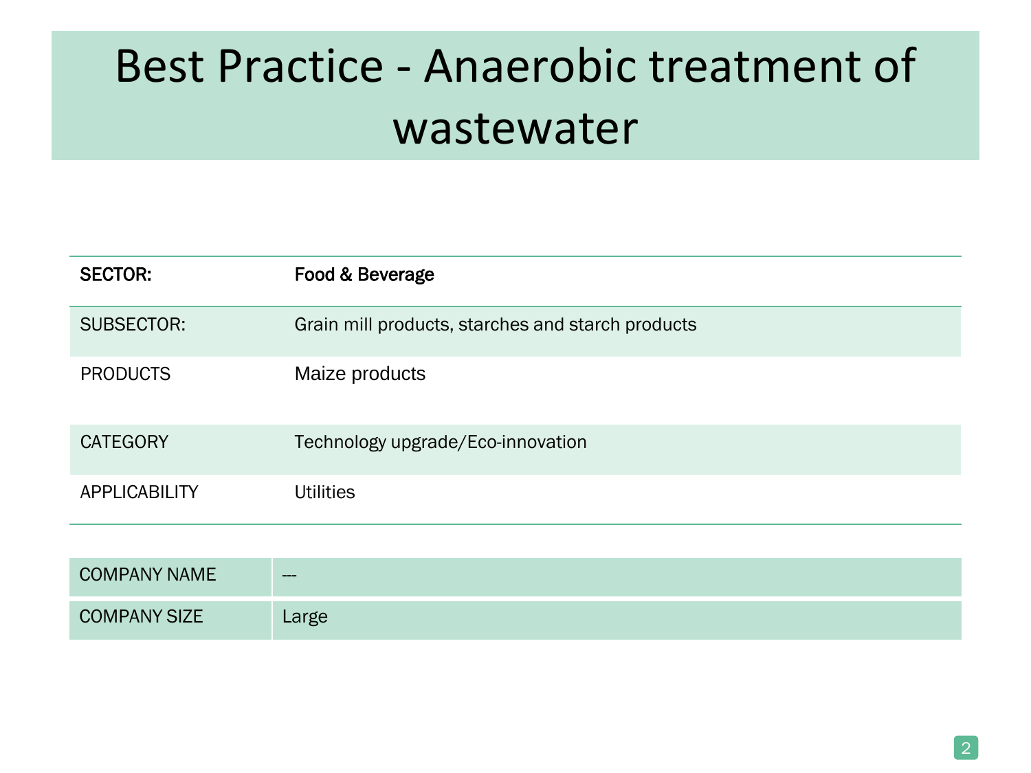# Best Practice - Anaerobic treatment of wastewater

| **SECTOR:** | **Food & Beverage** |
| --- | --- |
| SUBSECTOR: | Grain mill products, starches and starch products |
| PRODUCTS | Maize products |
| CATEGORY | Technology upgrade/Eco-innovation |
| APPLICABILITY | Utilities |

| COMPANY NAME | --- |
| --- | --- |
| COMPANY SIZE | Large |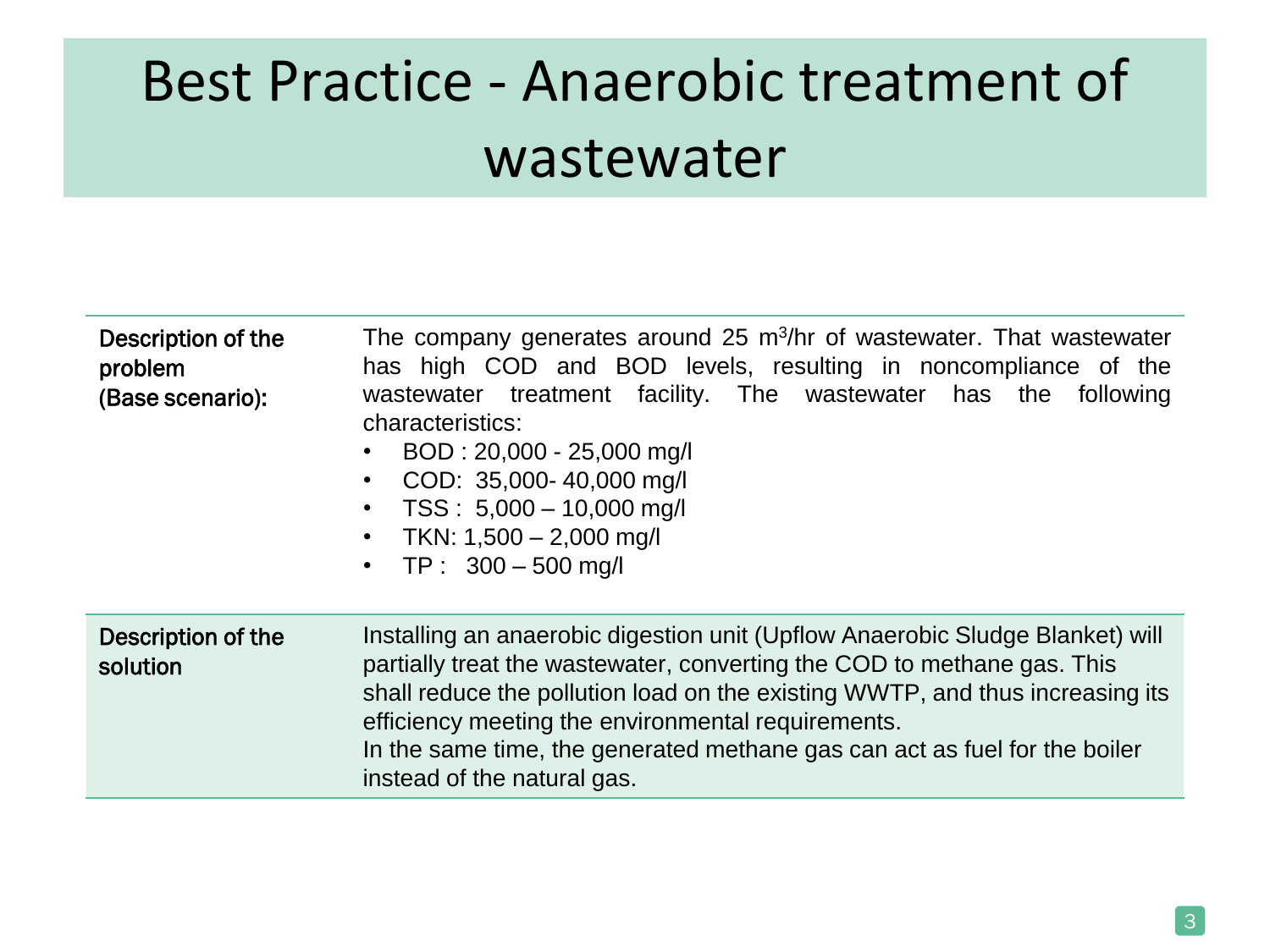# Best Practice - Anaerobic treatment of wastewater

| | |
|---|---|
| **Description of the problem (Base scenario):** | The company generates around 25 $m^3$/hr of wastewater. That wastewater has high COD and BOD levels, resulting in noncompliance of the wastewater treatment facility. The wastewater has the following characteristics:<br>• BOD : 20,000 - 25,000 mg/l<br>• COD: 35,000- 40,000 mg/l<br>• TSS : 5,000 – 10,000 mg/l<br>• TKN: 1,500 – 2,000 mg/l<br>• TP : 300 – 500 mg/l |
| **Description of the solution** | Installing an anaerobic digestion unit (Upflow Anaerobic Sludge Blanket) will partially treat the wastewater, converting the COD to methane gas. This shall reduce the pollution load on the existing WWTP, and thus increasing its efficiency meeting the environmental requirements.<br>In the same time, the generated methane gas can act as fuel for the boiler instead of the natural gas. |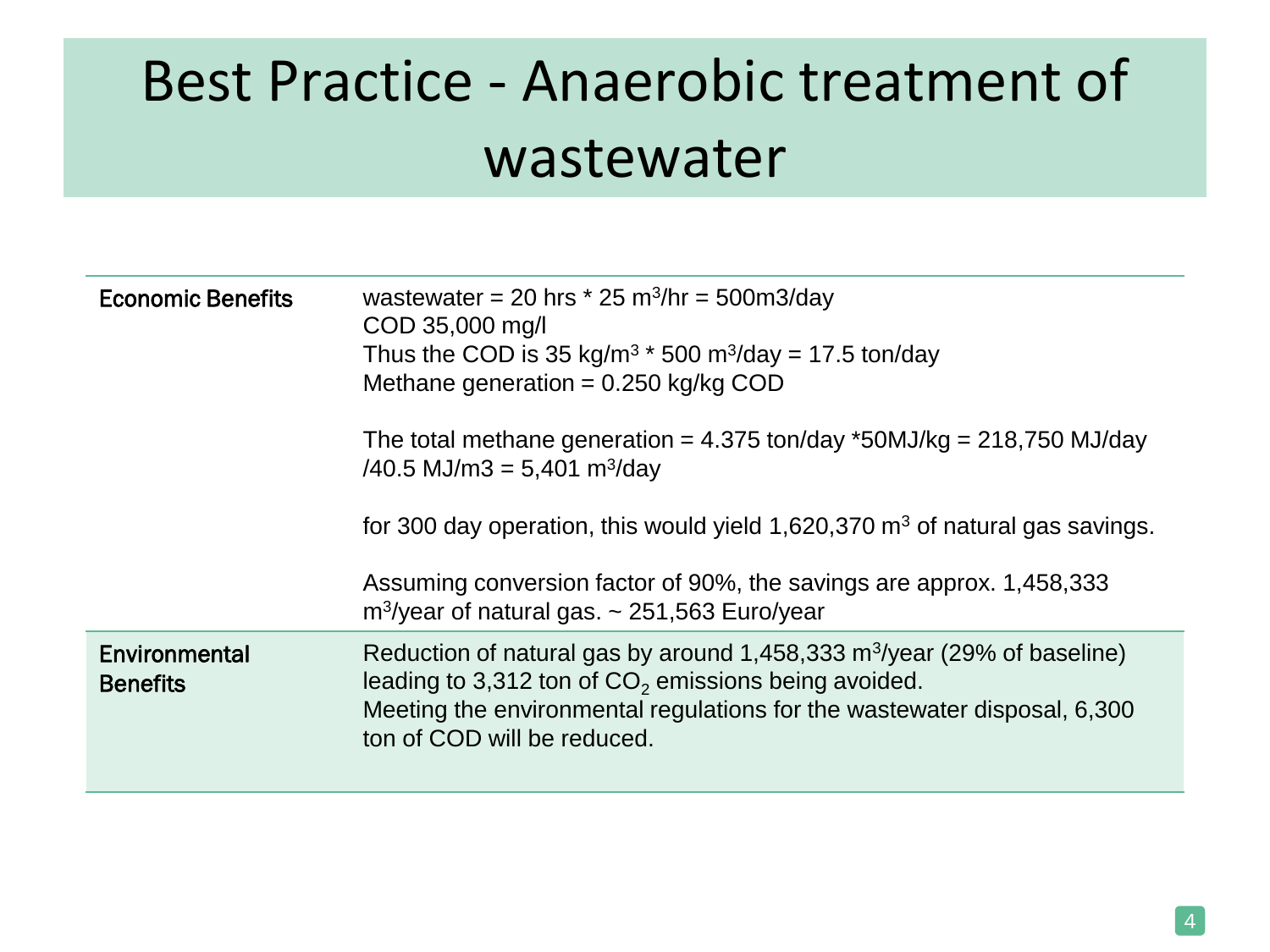# Best Practice - Anaerobic treatment of wastewater

| | |
|---|---|
| **Economic Benefits** | wastewater = 20 hrs * 25 $m^3$/hr = 500m3/day<br>COD 35,000 mg/l<br>Thus the COD is 35 kg/$m^3$ * 500 $m^3$/day = 17.5 ton/day<br>Methane generation = 0.250 kg/kg COD<br><br>The total methane generation = 4.375 ton/day *50MJ/kg = 218,750 MJ/day /40.5 MJ/m3 = 5,401 $m^3$/day<br><br>for 300 day operation, this would yield 1,620,370 $m^3$ of natural gas savings.<br><br>Assuming conversion factor of 90%, the savings are approx. 1,458,333 $m^3$/year of natural gas. ~ 251,563 Euro/year |
| **Environmental Benefits** | Reduction of natural gas by around 1,458,333 $m^3$/year (29% of baseline) leading to 3,312 ton of $CO_2$ emissions being avoided.<br>Meeting the environmental regulations for the wastewater disposal, 6,300 ton of COD will be reduced. |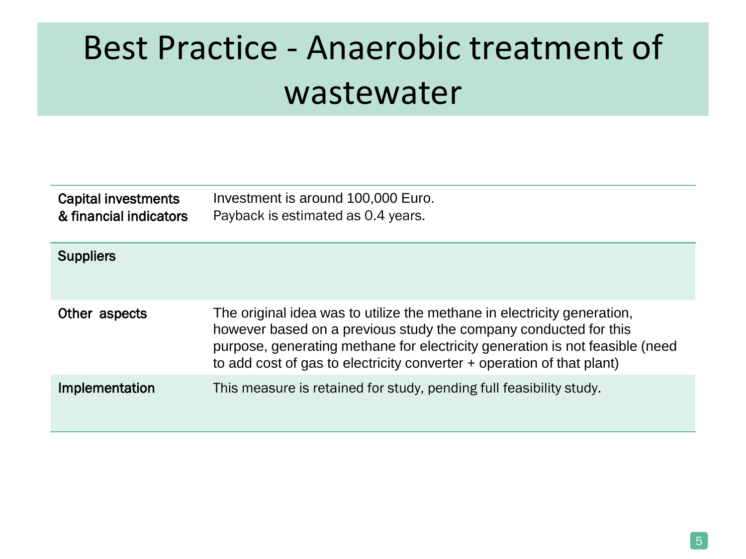# Best Practice - Anaerobic treatment of wastewater

| | |
|---|---|
| **Capital investments & financial indicators** | Investment is around 100,000 Euro.<br>Payback is estimated as 0.4 years. |
| **Suppliers** | |
| **Other aspects** | The original idea was to utilize the methane in electricity generation, however based on a previous study the company conducted for this purpose, generating methane for electricity generation is not feasible (need to add cost of gas to electricity converter + operation of that plant) |
| **Implementation** | This measure is retained for study, pending full feasibility study. |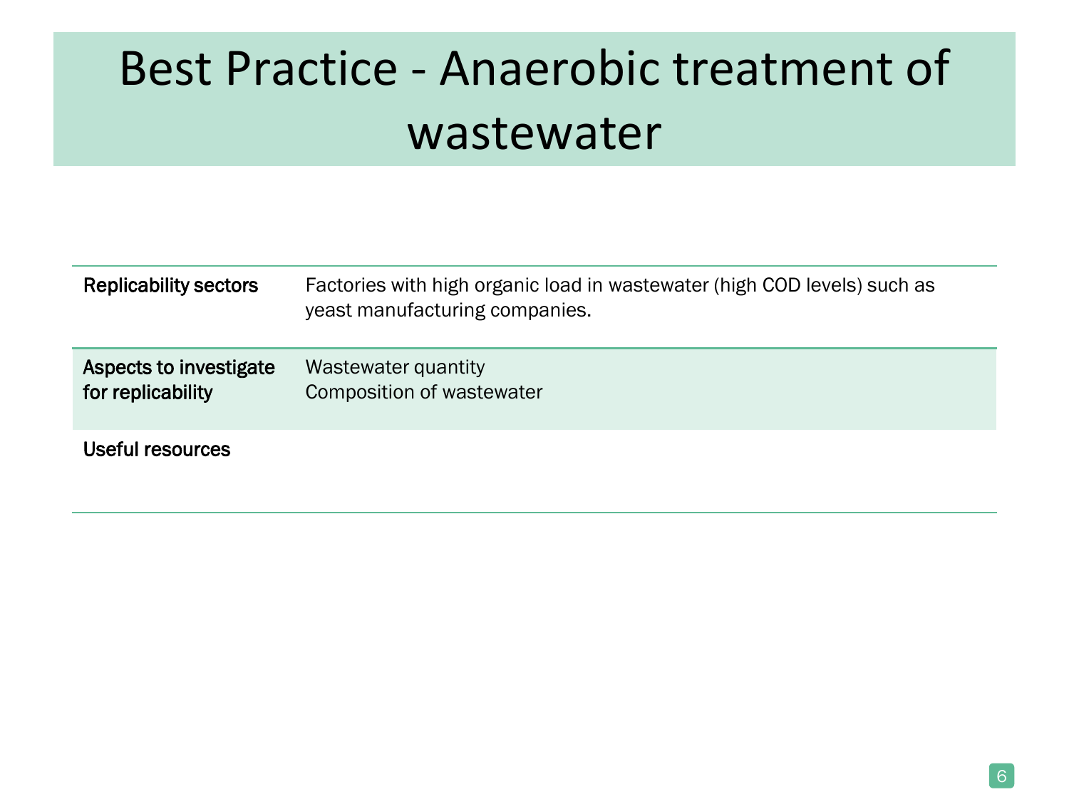# Best Practice - Anaerobic treatment of wastewater

| | |
|---|---|
| **Replicability sectors** | Factories with high organic load in wastewater (high COD levels) such as yeast manufacturing companies. |
| **Aspects to investigate for replicability** | Wastewater quantity<br>Composition of wastewater |
| **Useful resources** | |